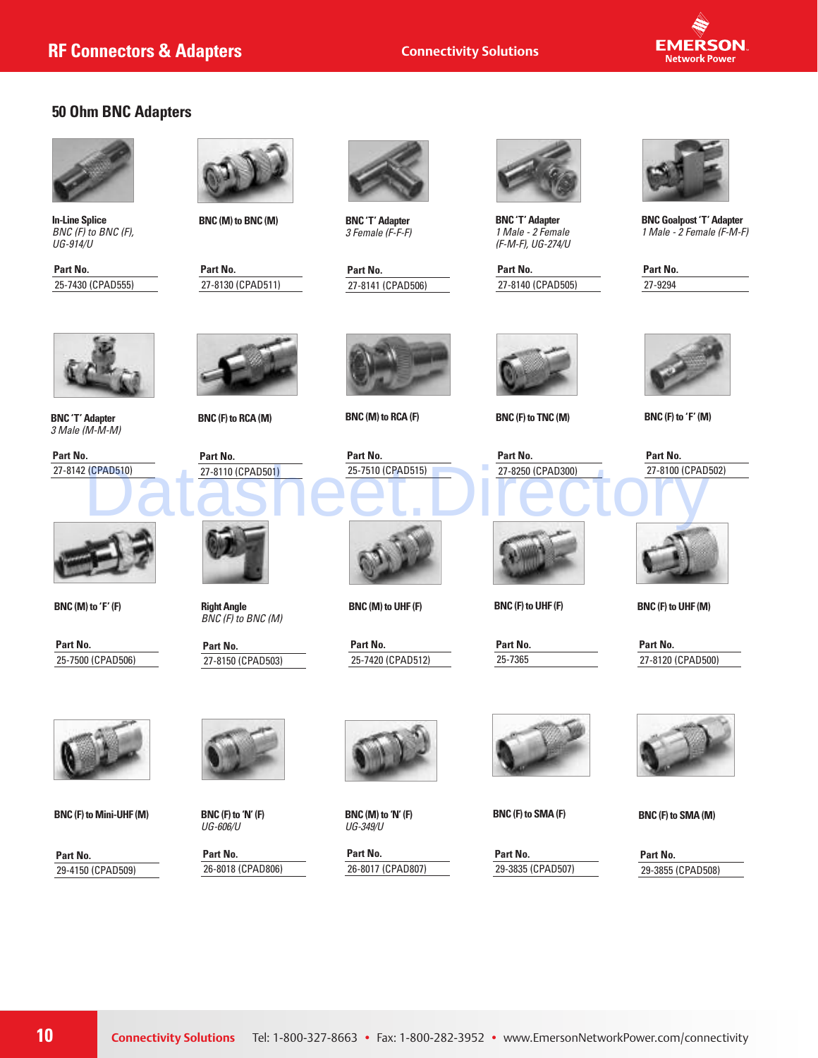## 50 Ohm BNC Adapters

**In-Line Splice**
*BNC (F) to BNC (F), UG-914/U*

| Part No. |
|---|
| 25-7430 (CPAD555) |

**BNC (M) to BNC (M)**

| Part No. |
|---|
| 27-8130 (CPAD511) |

**BNC 'T' Adapter**
*3 Female (F-F-F)*

| Part No. |
|---|
| 27-8141 (CPAD506) |

**BNC 'T' Adapter**
*1 Male - 2 Female (F-M-F), UG-274/U*

| Part No. |
|---|
| 27-8140 (CPAD505) |

**BNC Goalpost 'T' Adapter**
*1 Male - 2 Female (F-M-F)*

| Part No. |
|---|
| 27-9294 |

**BNC 'T' Adapter**
*3 Male (M-M-M)*

| Part No. |
|---|
| 27-8142 (CPAD510) |

**BNC (F) to RCA (M)**

| Part No. |
|---|
| 27-8110 (CPAD501) |

**BNC (M) to RCA (F)**

| Part No. |
|---|
| 25-7510 (CPAD515) |

**BNC (F) to TNC (M)**

| Part No. |
|---|
| 27-8250 (CPAD300) |

**BNC (F) to 'F' (M)**

| Part No. |
|---|
| 27-8100 (CPAD502) |

**BNC (M) to 'F' (F)**

| Part No. |
|---|
| 25-7500 (CPAD506) |

**Right Angle**
*BNC (F) to BNC (M)*

| Part No. |
|---|
| 27-8150 (CPAD503) |

**BNC (M) to UHF (F)**

| Part No. |
|---|
| 25-7420 (CPAD512) |

**BNC (F) to UHF (F)**

| Part No. |
|---|
| 25-7365 |

**BNC (F) to UHF (M)**

| Part No. |
|---|
| 27-8120 (CPAD500) |

**BNC (F) to Mini-UHF (M)**

| Part No. |
|---|
| 29-4150 (CPAD509) |

**BNC (F) to 'N' (F)**
*UG-606/U*

| Part No. |
|---|
| 26-8018 (CPAD806) |

**BNC (M) to 'N' (F)**
*UG-349/U*

| Part No. |
|---|
| 26-8017 (CPAD807) |

**BNC (F) to SMA (F)**

| Part No. |
|---|
| 29-3835 (CPAD507) |

**BNC (F) to SMA (M)**

| Part No. |
|---|
| 29-3855 (CPAD508) |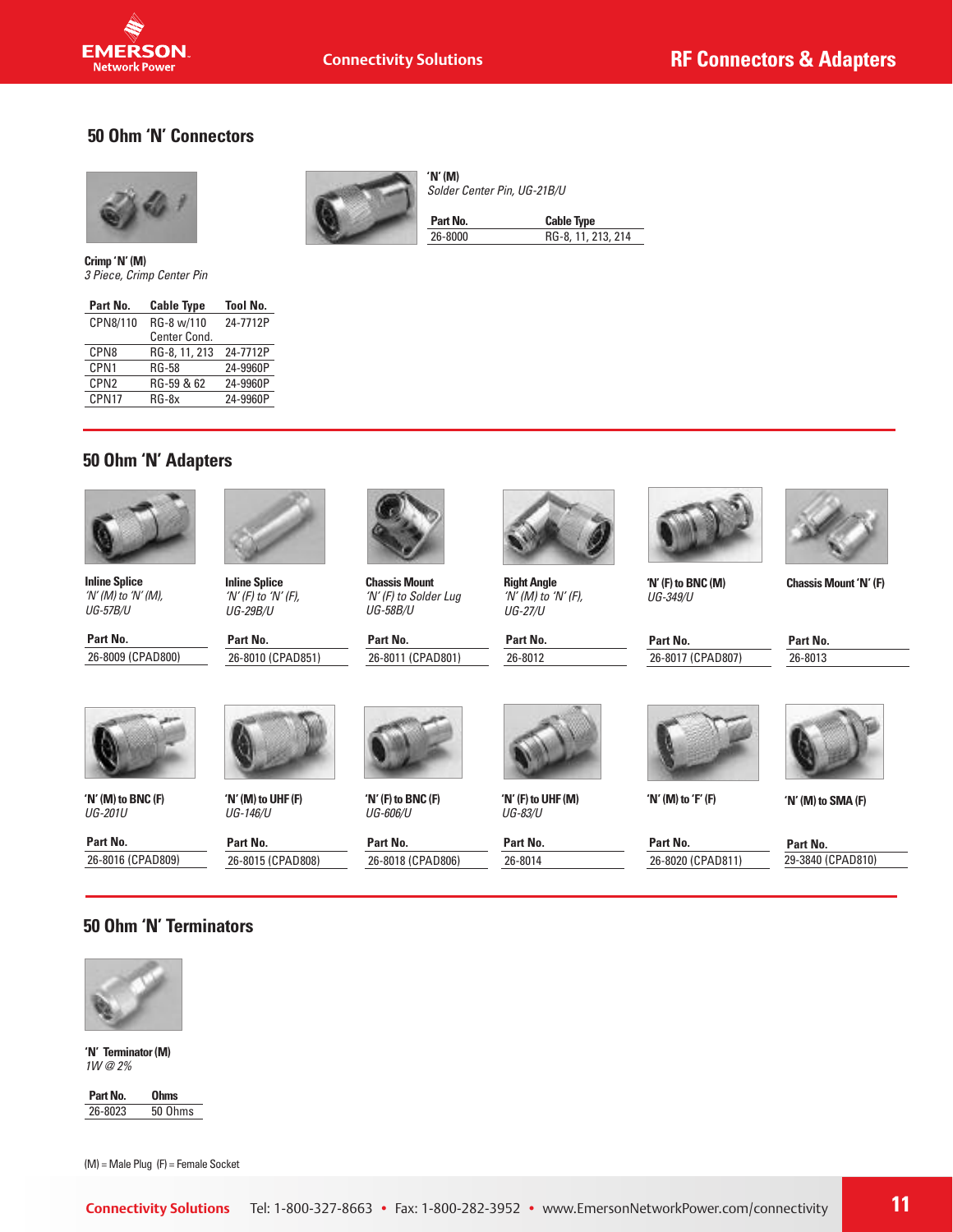## 50 Ohm 'N' Connectors

**Crimp 'N' (M)**
*3 Piece, Crimp Center Pin*

| Part No. | Cable Type | Tool No. |
|---|---|---|
| CPN8/110 | RG-8 w/110 Center Cond. | 24-7712P |
| CPN8 | RG-8, 11, 213 | 24-7712P |
| CPN1 | RG-58 | 24-9960P |
| CPN2 | RG-59 & 62 | 24-9960P |
| CPN17 | RG-8x | 24-9960P |

**'N' (M)**
*Solder Center Pin, UG-21B/U*

| Part No. | Cable Type |
|---|---|
| 26-8000 | RG-8, 11, 213, 214 |

## 50 Ohm 'N' Adapters

**Inline Splice**
*'N' (M) to 'N' (M), UG-57B/U*

| Part No. |
|---|
| 26-8009 (CPAD800) |

**Inline Splice**
*'N' (F) to 'N' (F), UG-29B/U*

| Part No. |
|---|
| 26-8010 (CPAD851) |

**Chassis Mount**
*'N' (F) to Solder Lug UG-58B/U*

| Part No. |
|---|
| 26-8011 (CPAD801) |

**Right Angle**
*'N' (M) to 'N' (F), UG-27/U*

| Part No. |
|---|
| 26-8012 |

**'N' (F) to BNC (M)**
*UG-349/U*

| Part No. |
|---|
| 26-8017 (CPAD807) |

**Chassis Mount 'N' (F)**

| Part No. |
|---|
| 26-8013 |

**'N' (M) to BNC (F)**
*UG-201U*

| Part No. |
|---|
| 26-8016 (CPAD809) |

**'N' (M) to UHF (F)**
*UG-146/U*

| Part No. |
|---|
| 26-8015 (CPAD808) |

**'N' (F) to BNC (F)**
*UG-606/U*

| Part No. |
|---|
| 26-8018 (CPAD806) |

**'N' (F) to UHF (M)**
*UG-83/U*

| Part No. |
|---|
| 26-8014 |

**'N' (M) to 'F' (F)**

| Part No. |
|---|
| 26-8020 (CPAD811) |

**'N' (M) to SMA (F)**

| Part No. |
|---|
| 29-3840 (CPAD810) |

## 50 Ohm 'N' Terminators

**'N' Terminator (M)**
*1W @ 2%*

| Part No. | Ohms |
|---|---|
| 26-8023 | 50 Ohms |

(M) = Male Plug (F) = Female Socket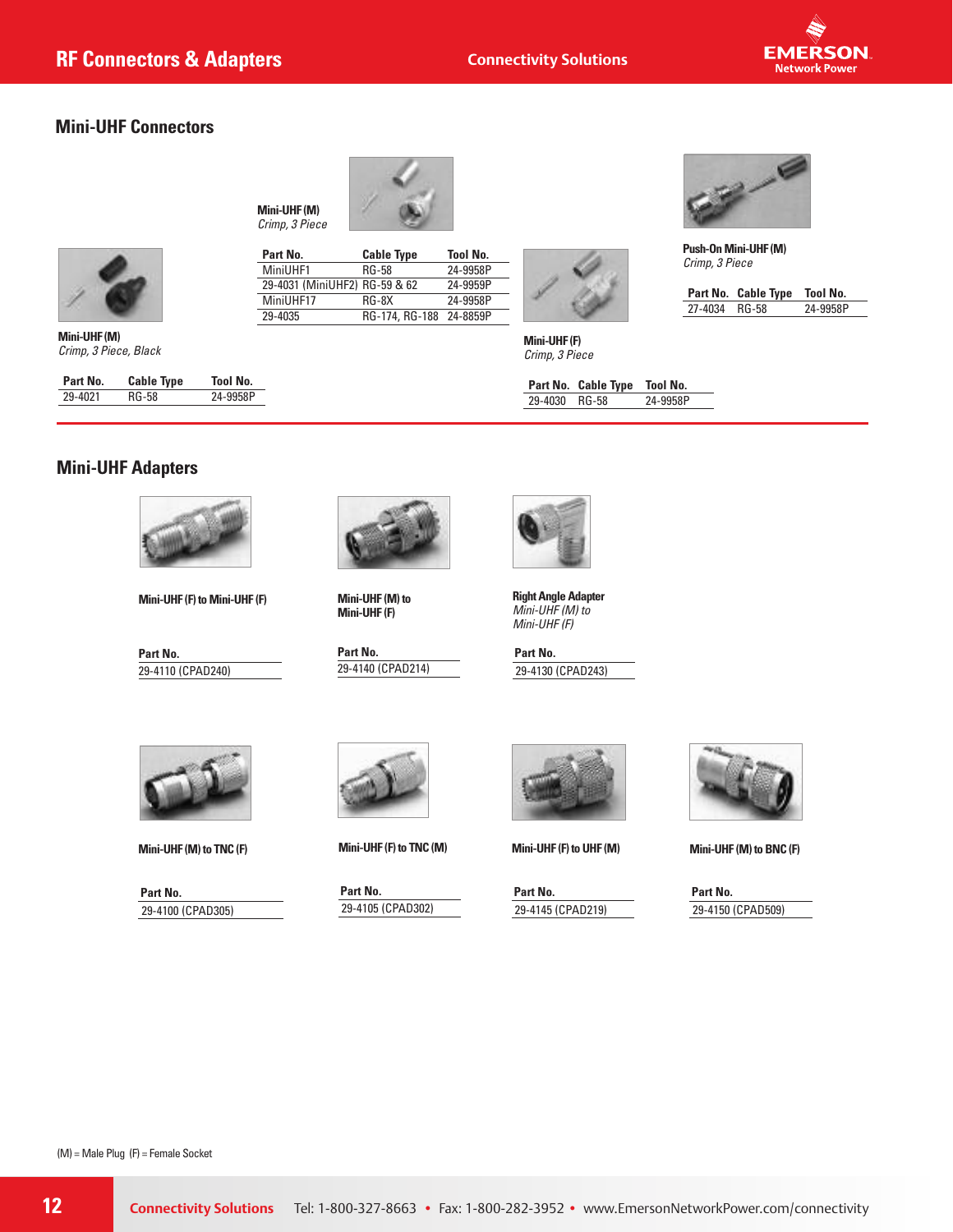## Mini-UHF Connectors

**Mini-UHF (M)**
*Crimp, 3 Piece, Black*

| Part No. | Cable Type | Tool No. |
| --- | --- | --- |
| 29-4021 | RG-58 | 24-9958P |

**Mini-UHF (M)**
*Crimp, 3 Piece*

| Part No. | Cable Type | Tool No. |
| --- | --- | --- |
| MiniUHF1 | RG-58 | 24-9958P |
| 29-4031 (MiniUHF2) | RG-59 & 62 | 24-9959P |
| MiniUHF17 | RG-8X | 24-9958P |
| 29-4035 | RG-174, RG-188 | 24-8859P |

**Mini-UHF (F)**
*Crimp, 3 Piece*

| Part No. | Cable Type | Tool No. |
| --- | --- | --- |
| 29-4030 | RG-58 | 24-9958P |

**Push-On Mini-UHF (M)**
*Crimp, 3 Piece*

| Part No. | Cable Type | Tool No. |
| --- | --- | --- |
| 27-4034 | RG-58 | 24-9958P |

## Mini-UHF Adapters

**Mini-UHF (F) to Mini-UHF (F)**

| Part No. |
| --- |
| 29-4110 (CPAD240) |

**Mini-UHF (M) to Mini-UHF (F)**

| Part No. |
| --- |
| 29-4140 (CPAD214) |

**Right Angle Adapter**
*Mini-UHF (M) to Mini-UHF (F)*

| Part No. |
| --- |
| 29-4130 (CPAD243) |

**Mini-UHF (M) to TNC (F)**

| Part No. |
| --- |
| 29-4100 (CPAD305) |

**Mini-UHF (F) to TNC (M)**

| Part No. |
| --- |
| 29-4105 (CPAD302) |

**Mini-UHF (F) to UHF (M)**

| Part No. |
| --- |
| 29-4145 (CPAD219) |

**Mini-UHF (M) to BNC (F)**

| Part No. |
| --- |
| 29-4150 (CPAD509) |

(M) = Male Plug (F) = Female Socket